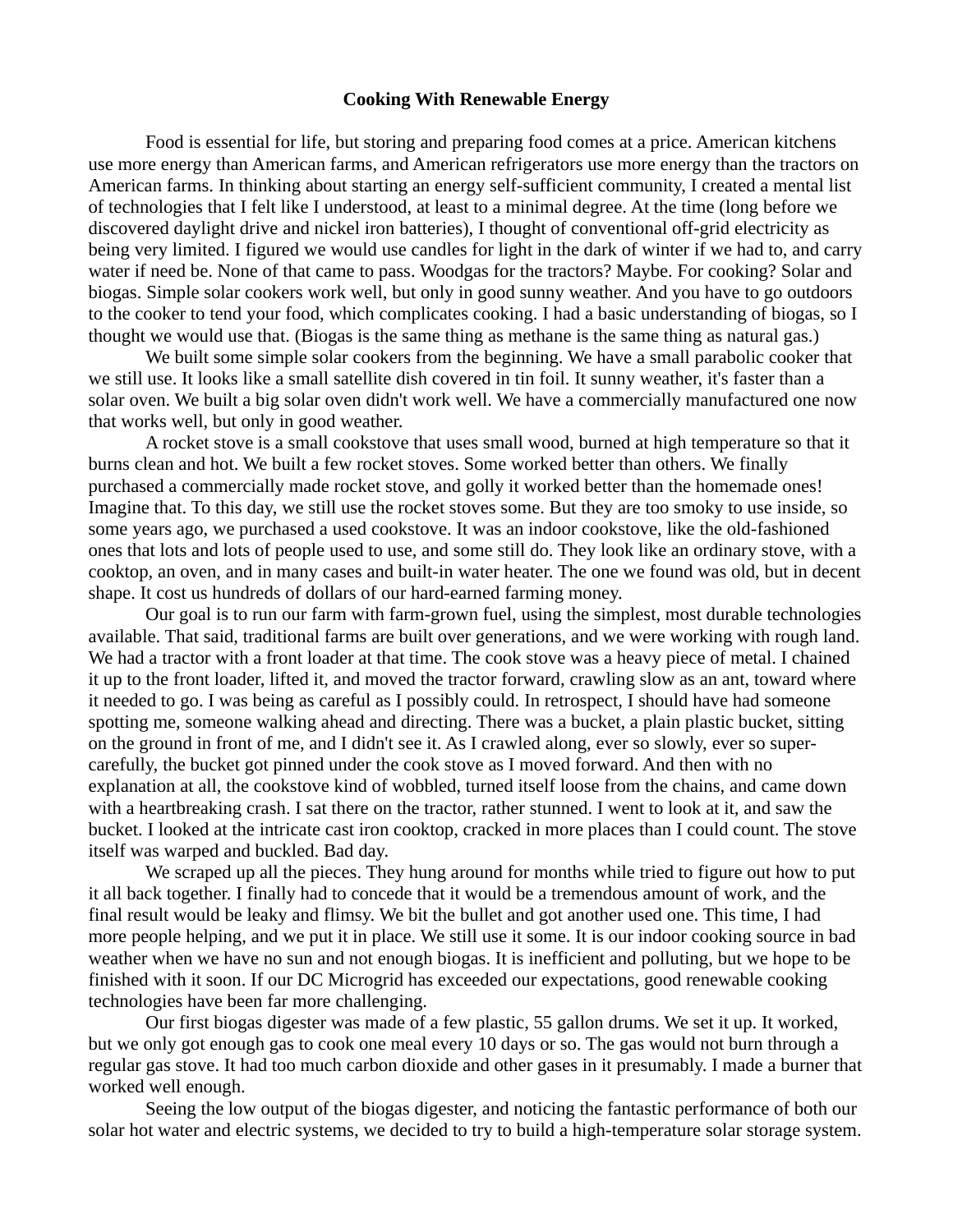# Cooking With Renewable Energy

Food is essential for life, but storing and preparing food comes at a price. American kitchens use more energy than American farms, and American refrigerators use more energy than the tractors on American farms. In thinking about starting an energy self-sufficient community, I created a mental list of technologies that I felt like I understood, at least to a minimal degree. At the time (long before we discovered daylight drive and nickel iron batteries), I thought of conventional off-grid electricity as being very limited. I figured we would use candles for light in the dark of winter if we had to, and carry water if need be. None of that came to pass. Woodgas for the tractors? Maybe. For cooking? Solar and biogas. Simple solar cookers work well, but only in good sunny weather. And you have to go outdoors to the cooker to tend your food, which complicates cooking. I had a basic understanding of biogas, so I thought we would use that. (Biogas is the same thing as methane is the same thing as natural gas.)

We built some simple solar cookers from the beginning. We have a small parabolic cooker that we still use. It looks like a small satellite dish covered in tin foil. It sunny weather, it's faster than a solar oven. We built a big solar oven didn't work well. We have a commercially manufactured one now that works well, but only in good weather.

A rocket stove is a small cookstove that uses small wood, burned at high temperature so that it burns clean and hot. We built a few rocket stoves. Some worked better than others. We finally purchased a commercially made rocket stove, and golly it worked better than the homemade ones! Imagine that. To this day, we still use the rocket stoves some. But they are too smoky to use inside, so some years ago, we purchased a used cookstove. It was an indoor cookstove, like the old-fashioned ones that lots and lots of people used to use, and some still do. They look like an ordinary stove, with a cooktop, an oven, and in many cases and built-in water heater. The one we found was old, but in decent shape. It cost us hundreds of dollars of our hard-earned farming money.

Our goal is to run our farm with farm-grown fuel, using the simplest, most durable technologies available. That said, traditional farms are built over generations, and we were working with rough land. We had a tractor with a front loader at that time. The cook stove was a heavy piece of metal. I chained it up to the front loader, lifted it, and moved the tractor forward, crawling slow as an ant, toward where it needed to go. I was being as careful as I possibly could. In retrospect, I should have had someone spotting me, someone walking ahead and directing. There was a bucket, a plain plastic bucket, sitting on the ground in front of me, and I didn't see it. As I crawled along, ever so slowly, ever so super-carefully, the bucket got pinned under the cook stove as I moved forward. And then with no explanation at all, the cookstove kind of wobbled, turned itself loose from the chains, and came down with a heartbreaking crash. I sat there on the tractor, rather stunned. I went to look at it, and saw the bucket. I looked at the intricate cast iron cooktop, cracked in more places than I could count. The stove itself was warped and buckled. Bad day.

We scraped up all the pieces. They hung around for months while tried to figure out how to put it all back together. I finally had to concede that it would be a tremendous amount of work, and the final result would be leaky and flimsy. We bit the bullet and got another used one. This time, I had more people helping, and we put it in place. We still use it some. It is our indoor cooking source in bad weather when we have no sun and not enough biogas. It is inefficient and polluting, but we hope to be finished with it soon. If our DC Microgrid has exceeded our expectations, good renewable cooking technologies have been far more challenging.

Our first biogas digester was made of a few plastic, 55 gallon drums. We set it up. It worked, but we only got enough gas to cook one meal every 10 days or so. The gas would not burn through a regular gas stove. It had too much carbon dioxide and other gases in it presumably. I made a burner that worked well enough.

Seeing the low output of the biogas digester, and noticing the fantastic performance of both our solar hot water and electric systems, we decided to try to build a high-temperature solar storage system.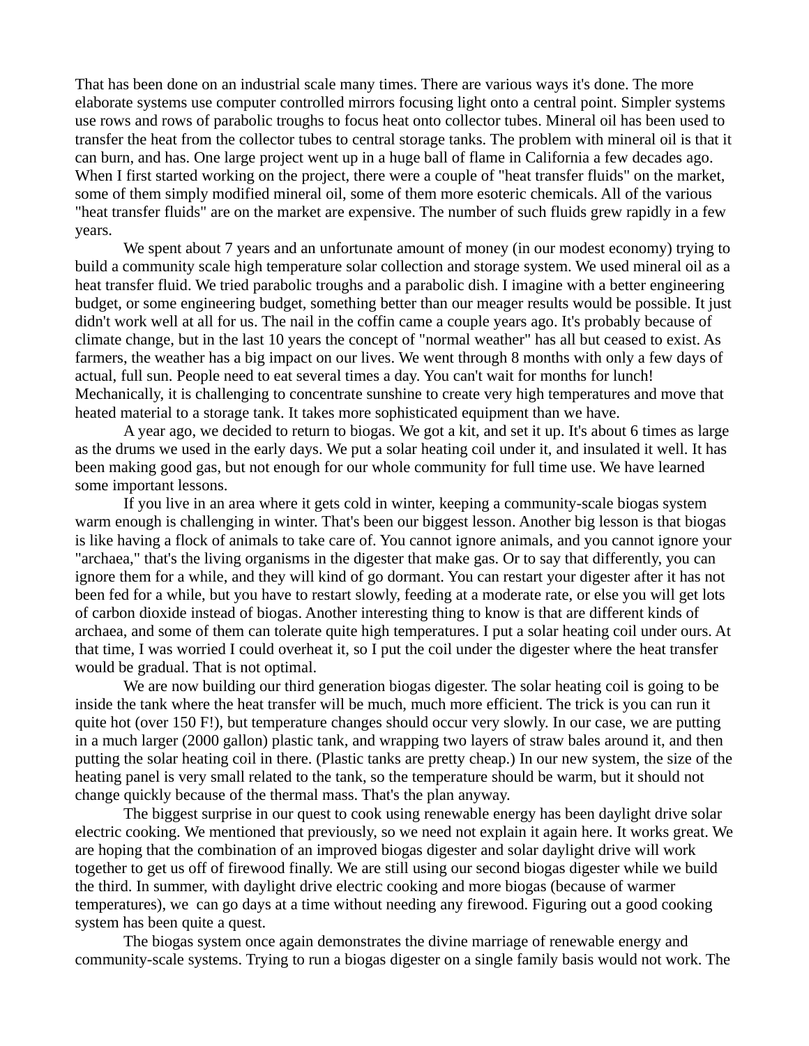That has been done on an industrial scale many times. There are various ways it's done. The more elaborate systems use computer controlled mirrors focusing light onto a central point. Simpler systems use rows and rows of parabolic troughs to focus heat onto collector tubes. Mineral oil has been used to transfer the heat from the collector tubes to central storage tanks. The problem with mineral oil is that it can burn, and has. One large project went up in a huge ball of flame in California a few decades ago. When I first started working on the project, there were a couple of "heat transfer fluids" on the market, some of them simply modified mineral oil, some of them more esoteric chemicals. All of the various "heat transfer fluids" are on the market are expensive. The number of such fluids grew rapidly in a few years.

We spent about 7 years and an unfortunate amount of money (in our modest economy) trying to build a community scale high temperature solar collection and storage system. We used mineral oil as a heat transfer fluid. We tried parabolic troughs and a parabolic dish. I imagine with a better engineering budget, or some engineering budget, something better than our meager results would be possible. It just didn't work well at all for us. The nail in the coffin came a couple years ago. It's probably because of climate change, but in the last 10 years the concept of "normal weather" has all but ceased to exist. As farmers, the weather has a big impact on our lives. We went through 8 months with only a few days of actual, full sun. People need to eat several times a day. You can't wait for months for lunch! Mechanically, it is challenging to concentrate sunshine to create very high temperatures and move that heated material to a storage tank. It takes more sophisticated equipment than we have.

A year ago, we decided to return to biogas. We got a kit, and set it up. It's about 6 times as large as the drums we used in the early days. We put a solar heating coil under it, and insulated it well. It has been making good gas, but not enough for our whole community for full time use. We have learned some important lessons.

If you live in an area where it gets cold in winter, keeping a community-scale biogas system warm enough is challenging in winter. That's been our biggest lesson. Another big lesson is that biogas is like having a flock of animals to take care of. You cannot ignore animals, and you cannot ignore your "archaea," that's the living organisms in the digester that make gas. Or to say that differently, you can ignore them for a while, and they will kind of go dormant. You can restart your digester after it has not been fed for a while, but you have to restart slowly, feeding at a moderate rate, or else you will get lots of carbon dioxide instead of biogas. Another interesting thing to know is that are different kinds of archaea, and some of them can tolerate quite high temperatures. I put a solar heating coil under ours. At that time, I was worried I could overheat it, so I put the coil under the digester where the heat transfer would be gradual. That is not optimal.

We are now building our third generation biogas digester. The solar heating coil is going to be inside the tank where the heat transfer will be much, much more efficient. The trick is you can run it quite hot (over 150 F!), but temperature changes should occur very slowly. In our case, we are putting in a much larger (2000 gallon) plastic tank, and wrapping two layers of straw bales around it, and then putting the solar heating coil in there. (Plastic tanks are pretty cheap.) In our new system, the size of the heating panel is very small related to the tank, so the temperature should be warm, but it should not change quickly because of the thermal mass. That's the plan anyway.

The biggest surprise in our quest to cook using renewable energy has been daylight drive solar electric cooking. We mentioned that previously, so we need not explain it again here. It works great. We are hoping that the combination of an improved biogas digester and solar daylight drive will work together to get us off of firewood finally. We are still using our second biogas digester while we build the third. In summer, with daylight drive electric cooking and more biogas (because of warmer temperatures), we can go days at a time without needing any firewood. Figuring out a good cooking system has been quite a quest.

The biogas system once again demonstrates the divine marriage of renewable energy and community-scale systems. Trying to run a biogas digester on a single family basis would not work. The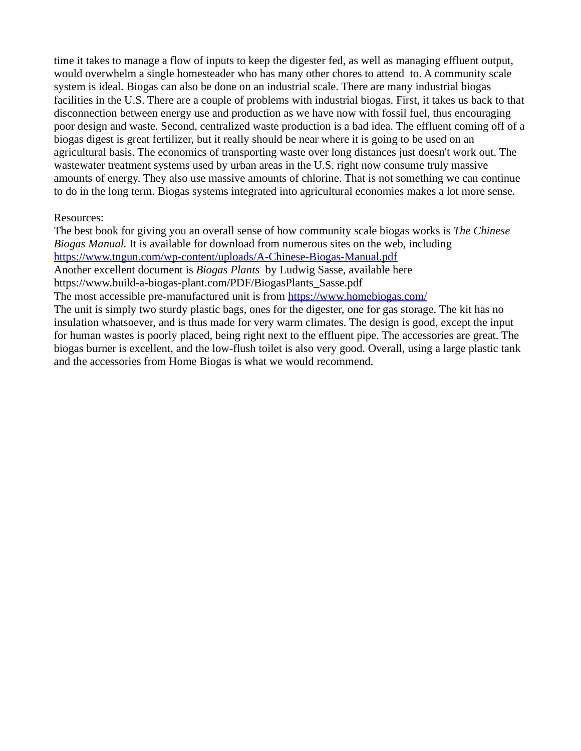time it takes to manage a flow of inputs to keep the digester fed, as well as managing effluent output, would overwhelm a single homesteader who has many other chores to attend  to. A community scale system is ideal. Biogas can also be done on an industrial scale. There are many industrial biogas facilities in the U.S. There are a couple of problems with industrial biogas. First, it takes us back to that disconnection between energy use and production as we have now with fossil fuel, thus encouraging poor design and waste. Second, centralized waste production is a bad idea. The effluent coming off of a biogas digest is great fertilizer, but it really should be near where it is going to be used on an agricultural basis. The economics of transporting waste over long distances just doesn't work out. The wastewater treatment systems used by urban areas in the U.S. right now consume truly massive amounts of energy. They also use massive amounts of chlorine. That is not something we can continue to do in the long term. Biogas systems integrated into agricultural economies makes a lot more sense.

Resources:
The best book for giving you an overall sense of how community scale biogas works is *The Chinese Biogas Manual.* It is available for download from numerous sites on the web, including https://www.tngun.com/wp-content/uploads/A-Chinese-Biogas-Manual.pdf
Another excellent document is *Biogas Plants*  by Ludwig Sasse, available here https://www.build-a-biogas-plant.com/PDF/BiogasPlants_Sasse.pdf
The most accessible pre-manufactured unit is from https://www.homebiogas.com/
The unit is simply two sturdy plastic bags, ones for the digester, one for gas storage. The kit has no insulation whatsoever, and is thus made for very warm climates. The design is good, except the input for human wastes is poorly placed, being right next to the effluent pipe. The accessories are great. The biogas burner is excellent, and the low-flush toilet is also very good. Overall, using a large plastic tank and the accessories from Home Biogas is what we would recommend.